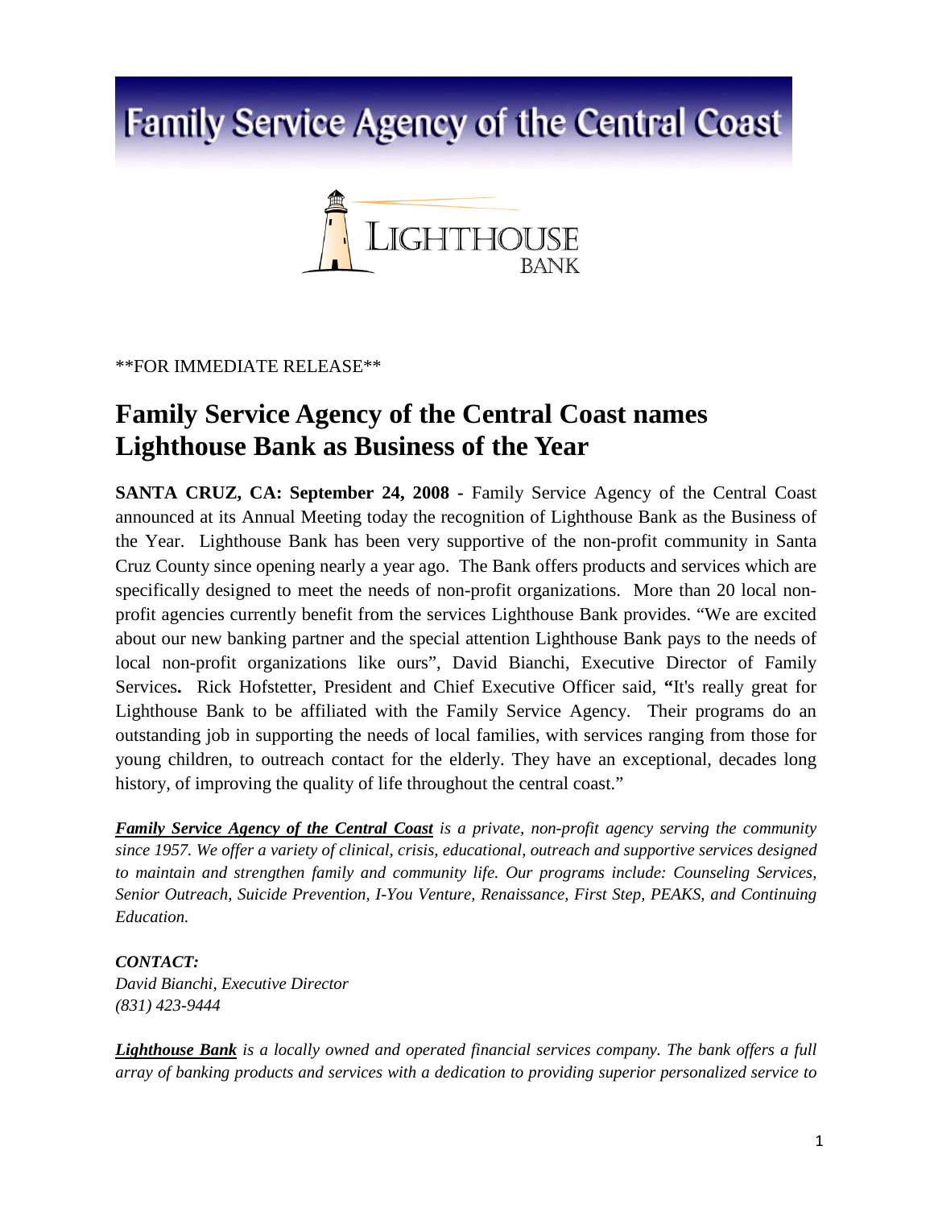Family Service Agency of the Central Coast

LIGHTHOUSE BANK

**FOR IMMEDIATE RELEASE**

# Family Service Agency of the Central Coast names Lighthouse Bank as Business of the Year

**SANTA CRUZ, CA: September 24, 2008 -** Family Service Agency of the Central Coast announced at its Annual Meeting today the recognition of Lighthouse Bank as the Business of the Year. Lighthouse Bank has been very supportive of the non-profit community in Santa Cruz County since opening nearly a year ago. The Bank offers products and services which are specifically designed to meet the needs of non-profit organizations. More than 20 local non-profit agencies currently benefit from the services Lighthouse Bank provides. "We are excited about our new banking partner and the special attention Lighthouse Bank pays to the needs of local non-profit organizations like ours", David Bianchi, Executive Director of Family Services**.** Rick Hofstetter, President and Chief Executive Officer said, **"**It's really great for Lighthouse Bank to be affiliated with the Family Service Agency. Their programs do an outstanding job in supporting the needs of local families, with services ranging from those for young children, to outreach contact for the elderly. They have an exceptional, decades long history, of improving the quality of life throughout the central coast."

***Family Service Agency of the Central Coast*** *is a private, non-profit agency serving the community since 1957. We offer a variety of clinical, crisis, educational, outreach and supportive services designed to maintain and strengthen family and community life. Our programs include: Counseling Services, Senior Outreach, Suicide Prevention, I-You Venture, Renaissance, First Step, PEAKS, and Continuing Education.*

***CONTACT:***
*David Bianchi, Executive Director*
*(831) 423-9444*

***Lighthouse Bank*** *is a locally owned and operated financial services company. The bank offers a full array of banking products and services with a dedication to providing superior personalized service to*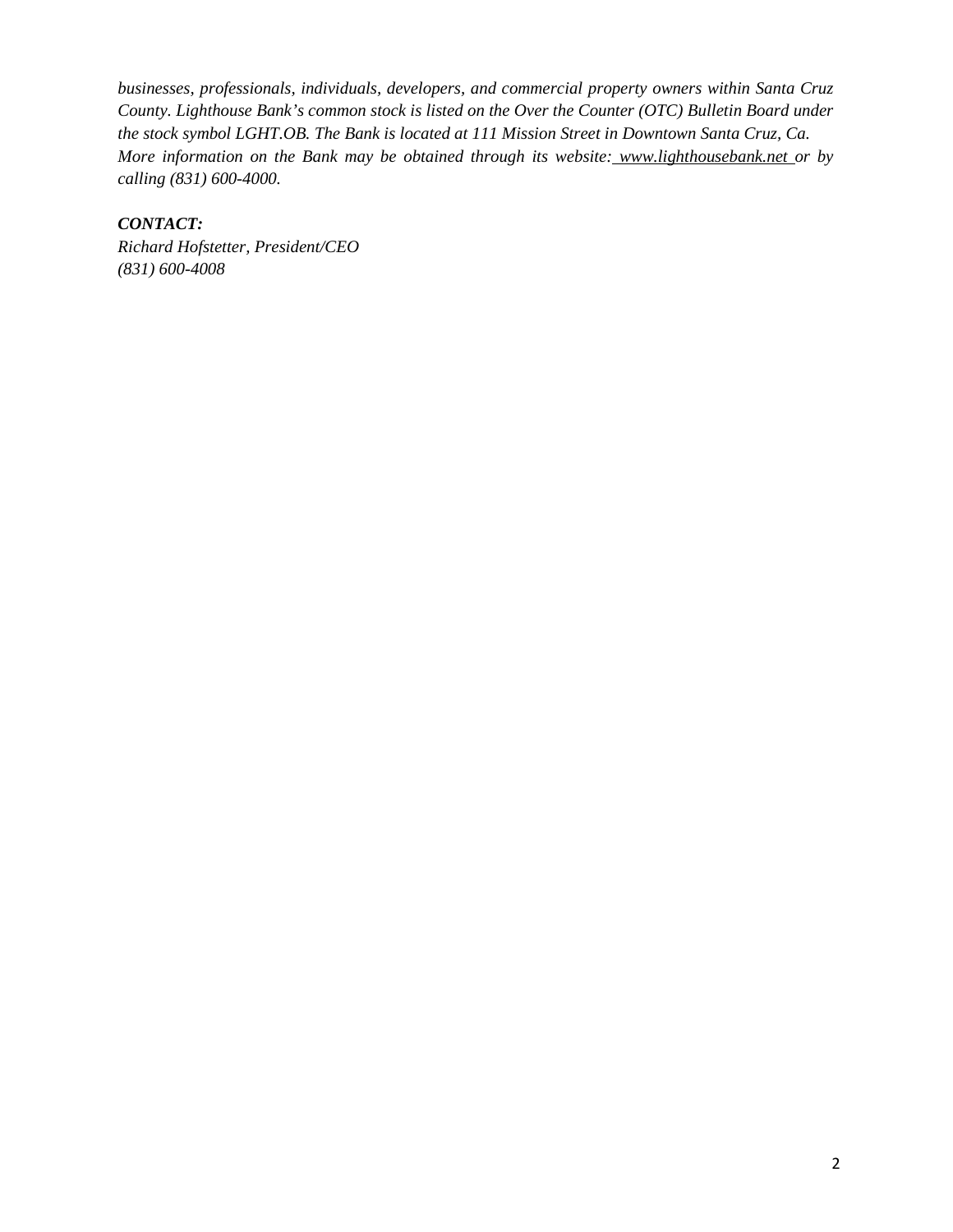*businesses, professionals, individuals, developers, and commercial property owners within Santa Cruz County. Lighthouse Bank's common stock is listed on the Over the Counter (OTC) Bulletin Board under the stock symbol LGHT.OB. The Bank is located at 111 Mission Street in Downtown Santa Cruz, Ca. More information on the Bank may be obtained through its website: www.lighthousebank.net or by calling (831) 600-4000.*

***CONTACT:***

*Richard Hofstetter, President/CEO*
*(831) 600-4008*